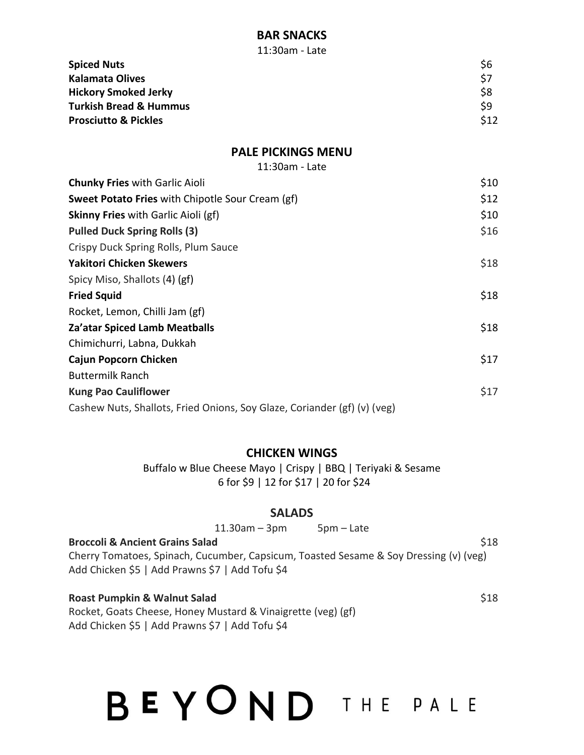## BAR SNACKS

11:30am - Late

| Item | Price |
| --- | --- |
| **Spiced Nuts** | $6 |
| **Kalamata Olives** | $7 |
| **Hickory Smoked Jerky** | $8 |
| **Turkish Bread & Hummus** | $9 |
| **Prosciutto & Pickles** | $12 |

## PALE PICKINGS MENU

11:30am - Late

**Chunky Fries** with Garlic Aioli — $10

**Sweet Potato Fries** with Chipotle Sour Cream (gf) — $12

**Skinny Fries** with Garlic Aioli (gf) — $10

**Pulled Duck Spring Rolls (3)** — $16
Crispy Duck Spring Rolls, Plum Sauce

**Yakitori Chicken Skewers** — $18
Spicy Miso, Shallots (4) (gf)

**Fried Squid** — $18
Rocket, Lemon, Chilli Jam (gf)

**Za'atar Spiced Lamb Meatballs** — $18
Chimichurri, Labna, Dukkah

**Cajun Popcorn Chicken** — $17
Buttermilk Ranch

**Kung Pao Cauliflower** — $17
Cashew Nuts, Shallots, Fried Onions, Soy Glaze, Coriander (gf) (v) (veg)

## CHICKEN WINGS

Buffalo w Blue Cheese Mayo | Crispy | BBQ | Teriyaki & Sesame

6 for $9 | 12 for $17 | 20 for $24

## SALADS

11.30am – 3pm 5pm – Late

**Broccoli & Ancient Grains Salad** — $18
Cherry Tomatoes, Spinach, Cucumber, Capsicum, Toasted Sesame & Soy Dressing (v) (veg)
Add Chicken $5 | Add Prawns $7 | Add Tofu $4

**Roast Pumpkin & Walnut Salad** — $18
Rocket, Goats Cheese, Honey Mustard & Vinaigrette (veg) (gf)
Add Chicken $5 | Add Prawns $7 | Add Tofu $4

BEYOND THE PALE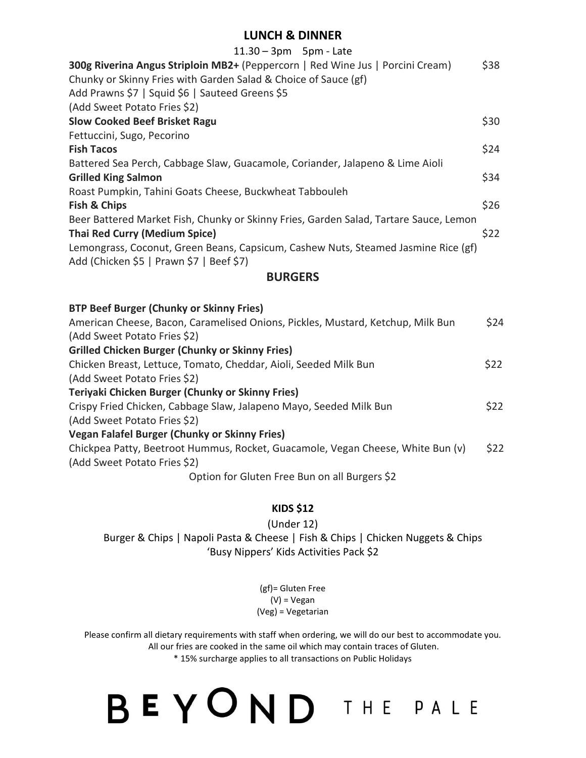## LUNCH & DINNER

11.30 – 3pm   5pm - Late

**300g Riverina Angus Striploin MB2+** (Peppercorn | Red Wine Jus | Porcini Cream) $38
Chunky or Skinny Fries with Garden Salad & Choice of Sauce (gf)
Add Prawns $7 | Squid $6 | Sauteed Greens $5
(Add Sweet Potato Fries $2)

**Slow Cooked Beef Brisket Ragu** $30
Fettuccini, Sugo, Pecorino

**Fish Tacos** $24
Battered Sea Perch, Cabbage Slaw, Guacamole, Coriander, Jalapeno & Lime Aioli

**Grilled King Salmon** $34
Roast Pumpkin, Tahini Goats Cheese, Buckwheat Tabbouleh

**Fish & Chips** $26
Beer Battered Market Fish, Chunky or Skinny Fries, Garden Salad, Tartare Sauce, Lemon

**Thai Red Curry (Medium Spice)** $22
Lemongrass, Coconut, Green Beans, Capsicum, Cashew Nuts, Steamed Jasmine Rice (gf)
Add (Chicken $5 | Prawn $7 | Beef $7)

## BURGERS

**BTP Beef Burger (Chunky or Skinny Fries)**
American Cheese, Bacon, Caramelised Onions, Pickles, Mustard, Ketchup, Milk Bun $24
(Add Sweet Potato Fries $2)

**Grilled Chicken Burger (Chunky or Skinny Fries)**
Chicken Breast, Lettuce, Tomato, Cheddar, Aioli, Seeded Milk Bun $22
(Add Sweet Potato Fries $2)

**Teriyaki Chicken Burger (Chunky or Skinny Fries)**
Crispy Fried Chicken, Cabbage Slaw, Jalapeno Mayo, Seeded Milk Bun $22
(Add Sweet Potato Fries $2)

**Vegan Falafel Burger (Chunky or Skinny Fries)**
Chickpea Patty, Beetroot Hummus, Rocket, Guacamole, Vegan Cheese, White Bun (v) $22
(Add Sweet Potato Fries $2)

Option for Gluten Free Bun on all Burgers $2

**KIDS $12**

(Under 12)

Burger & Chips | Napoli Pasta & Cheese | Fish & Chips | Chicken Nuggets & Chips
'Busy Nippers' Kids Activities Pack $2

(gf)= Gluten Free
(V) = Vegan
(Veg) = Vegetarian

Please confirm all dietary requirements with staff when ordering, we will do our best to accommodate you.
All our fries are cooked in the same oil which may contain traces of Gluten.
* 15% surcharge applies to all transactions on Public Holidays

BEYOND THE PALE